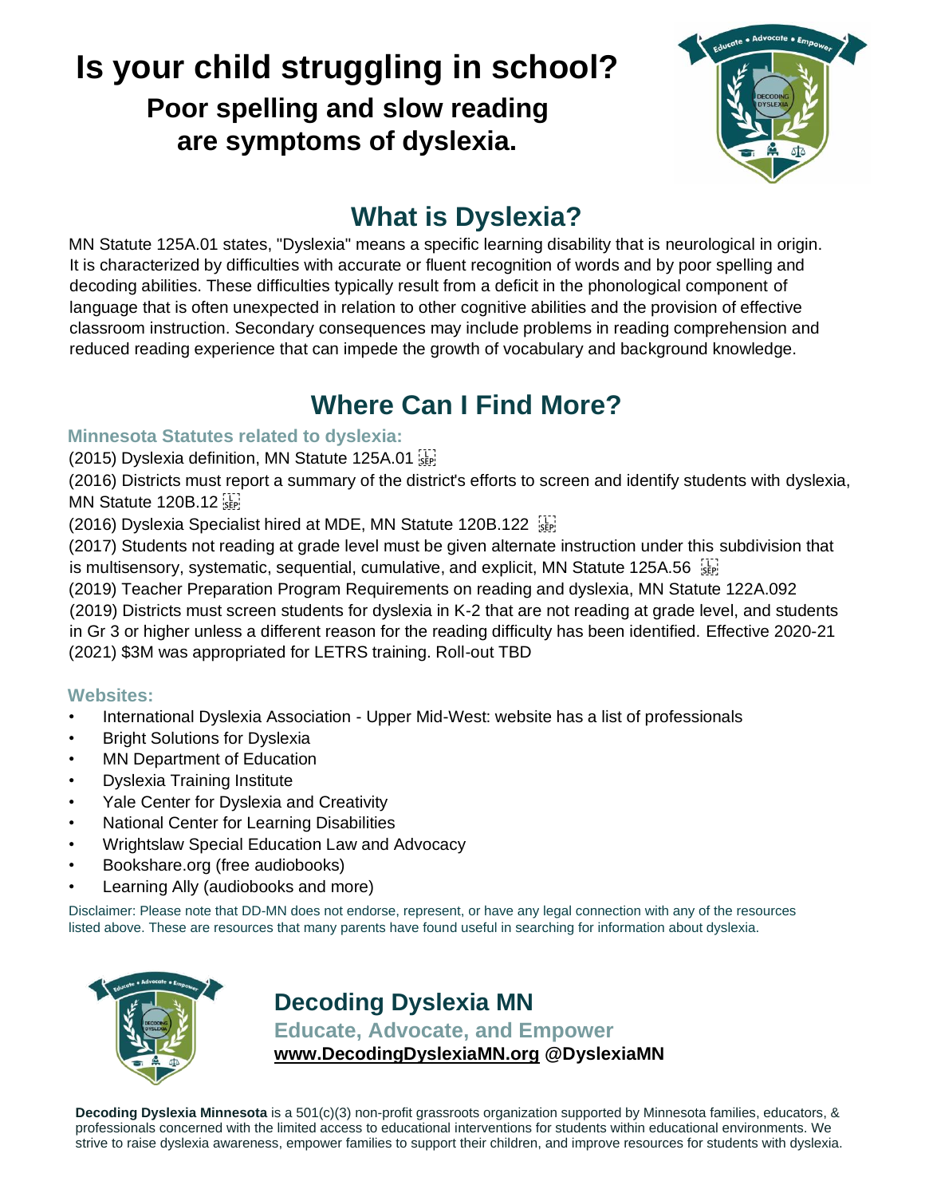# Is your child struggling in school?

**Poor spelling and slow reading are symptoms of dyslexia.**

## What is Dyslexia?

MN Statute 125A.01 states, "Dyslexia" means a specific learning disability that is neurological in origin. It is characterized by difficulties with accurate or fluent recognition of words and by poor spelling and decoding abilities. These difficulties typically result from a deficit in the phonological component of language that is often unexpected in relation to other cognitive abilities and the provision of effective classroom instruction. Secondary consequences may include problems in reading comprehension and reduced reading experience that can impede the growth of vocabulary and background knowledge.

## Where Can I Find More?

### Minnesota Statutes related to dyslexia:

(2015) Dyslexia definition, MN Statute 125A.01

(2016) Districts must report a summary of the district's efforts to screen and identify students with dyslexia, MN Statute 120B.12

(2016) Dyslexia Specialist hired at MDE, MN Statute 120B.122

(2017) Students not reading at grade level must be given alternate instruction under this subdivision that is multisensory, systematic, sequential, cumulative, and explicit, MN Statute 125A.56

(2019) Teacher Preparation Program Requirements on reading and dyslexia, MN Statute 122A.092

(2019) Districts must screen students for dyslexia in K-2 that are not reading at grade level, and students in Gr 3 or higher unless a different reason for the reading difficulty has been identified. Effective 2020-21

(2021) $3M was appropriated for LETRS training. Roll-out TBD

### Websites:

- International Dyslexia Association - Upper Mid-West: website has a list of professionals
- Bright Solutions for Dyslexia
- MN Department of Education
- Dyslexia Training Institute
- Yale Center for Dyslexia and Creativity
- National Center for Learning Disabilities
- Wrightslaw Special Education Law and Advocacy
- Bookshare.org (free audiobooks)
- Learning Ally (audiobooks and more)

Disclaimer: Please note that DD-MN does not endorse, represent, or have any legal connection with any of the resources listed above. These are resources that many parents have found useful in searching for information about dyslexia.

## Decoding Dyslexia MN

**Educate, Advocate, and Empower**

**www.DecodingDyslexiaMN.org @DyslexiaMN**

**Decoding Dyslexia Minnesota** is a 501(c)(3) non-profit grassroots organization supported by Minnesota families, educators, & professionals concerned with the limited access to educational interventions for students within educational environments. We strive to raise dyslexia awareness, empower families to support their children, and improve resources for students with dyslexia.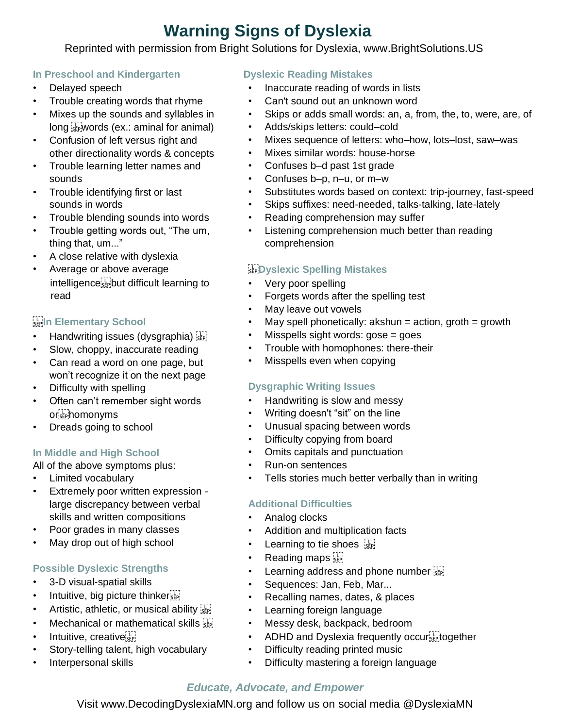# Warning Signs of Dyslexia

Reprinted with permission from Bright Solutions for Dyslexia, www.BrightSolutions.US

### In Preschool and Kindergarten

- Delayed speech
- Trouble creating words that rhyme
- Mixes up the sounds and syllables in long words (ex.: aminal for animal)
- Confusion of left versus right and other directionality words & concepts
- Trouble learning letter names and sounds
- Trouble identifying first or last sounds in words
- Trouble blending sounds into words
- Trouble getting words out, "The um, thing that, um..."
- A close relative with dyslexia
- Average or above average intelligence but difficult learning to read

### In Elementary School

- Handwriting issues (dysgraphia)
- Slow, choppy, inaccurate reading
- Can read a word on one page, but won't recognize it on the next page
- Difficulty with spelling
- Often can't remember sight words or homonyms
- Dreads going to school

### In Middle and High School

All of the above symptoms plus:

- Limited vocabulary
- Extremely poor written expression - large discrepancy between verbal skills and written compositions
- Poor grades in many classes
- May drop out of high school

### Possible Dyslexic Strengths

- 3-D visual-spatial skills
- Intuitive, big picture thinker
- Artistic, athletic, or musical ability
- Mechanical or mathematical skills
- Intuitive, creative
- Story-telling talent, high vocabulary
- Interpersonal skills

### Dyslexic Reading Mistakes

- Inaccurate reading of words in lists
- Can't sound out an unknown word
- Skips or adds small words: an, a, from, the, to, were, are, of
- Adds/skips letters: could–cold
- Mixes sequence of letters: who–how, lots–lost, saw–was
- Mixes similar words: house-horse
- Confuses b–d past 1st grade
- Confuses b–p, n–u, or m–w
- Substitutes words based on context: trip-journey, fast-speed
- Skips suffixes: need-needed, talks-talking, late-lately
- Reading comprehension may suffer
- Listening comprehension much better than reading comprehension

### Dyslexic Spelling Mistakes

- Very poor spelling
- Forgets words after the spelling test
- May leave out vowels
- May spell phonetically: akshun = action, groth = growth
- Misspells sight words: gose = goes
- Trouble with homophones: there-their
- Misspells even when copying

### Dysgraphic Writing Issues

- Handwriting is slow and messy
- Writing doesn't "sit" on the line
- Unusual spacing between words
- Difficulty copying from board
- Omits capitals and punctuation
- Run-on sentences
- Tells stories much better verbally than in writing

### Additional Difficulties

- Analog clocks
- Addition and multiplication facts
- Learning to tie shoes
- Reading maps
- Learning address and phone number
- Sequences: Jan, Feb, Mar...
- Recalling names, dates, & places
- Learning foreign language
- Messy desk, backpack, bedroom
- ADHD and Dyslexia frequently occur together
- Difficulty reading printed music
- Difficulty mastering a foreign language

*Educate, Advocate, and Empower*

Visit www.DecodingDyslexiaMN.org and follow us on social media @DyslexiaMN